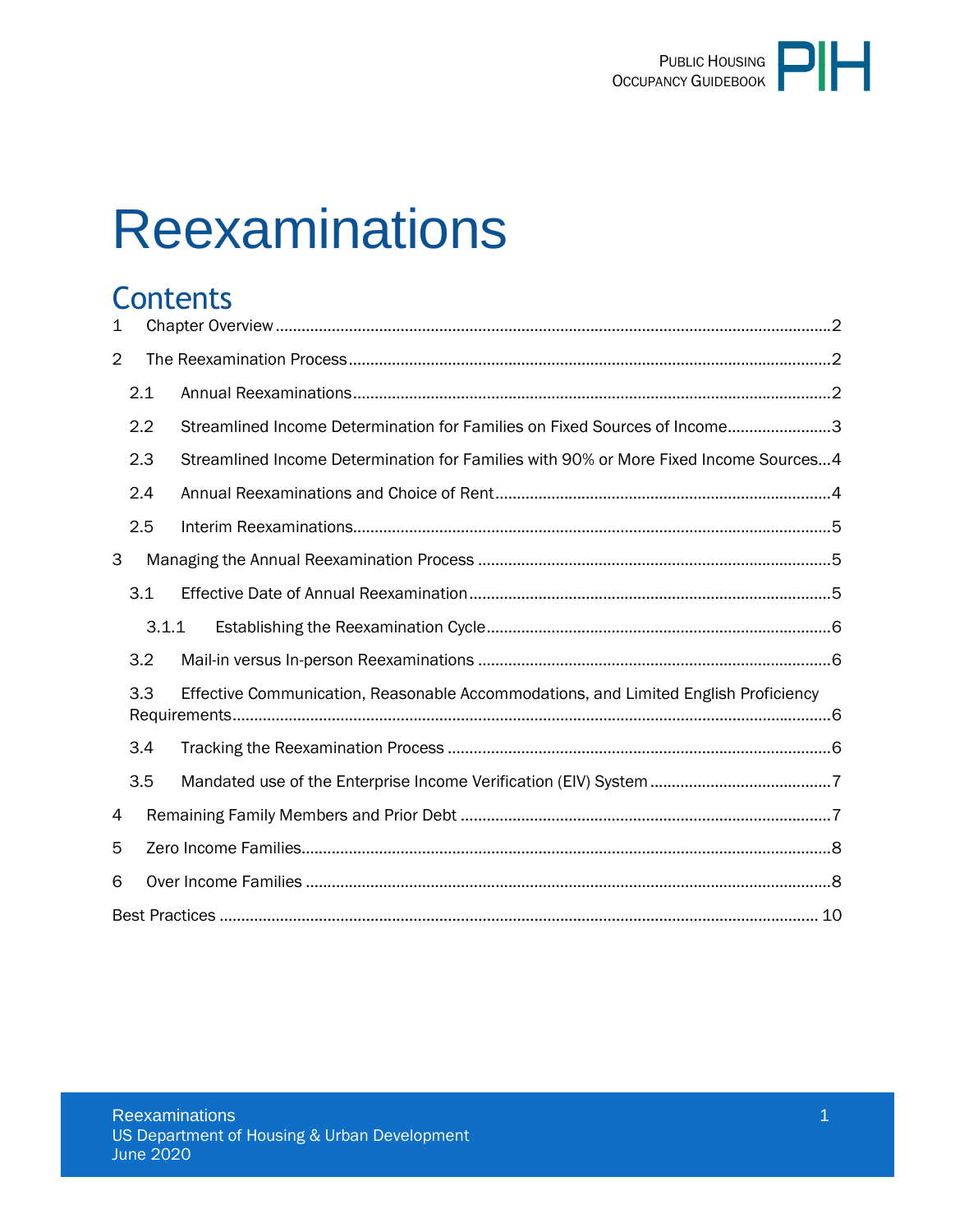# Reexaminations

## Contents

1 Chapter Overview ........................................................................................................ 2

2 The Reexamination Process ........................................................................................ 2

2.1 Annual Reexaminations ........................................................................................ 2

2.2 Streamlined Income Determination for Families on Fixed Sources of Income ........................ 3

2.3 Streamlined Income Determination for Families with 90% or More Fixed Income Sources ... 4

2.4 Annual Reexaminations and Choice of Rent ................................................................ 4

2.5 Interim Reexaminations ........................................................................................ 5

3 Managing the Annual Reexamination Process ................................................................ 5

3.1 Effective Date of Annual Reexamination ................................................................... 5

3.1.1 Establishing the Reexamination Cycle .................................................................. 6

3.2 Mail-in versus In-person Reexaminations ................................................................. 6

3.3 Effective Communication, Reasonable Accommodations, and Limited English Proficiency Requirements ........................................................................................................ 6

3.4 Tracking the Reexamination Process ....................................................................... 6

3.5 Mandated use of the Enterprise Income Verification (EIV) System .................................. 7

4 Remaining Family Members and Prior Debt .................................................................... 7

5 Zero Income Families .................................................................................................. 8

6 Over Income Families .................................................................................................. 8

Best Practices ............................................................................................................... 10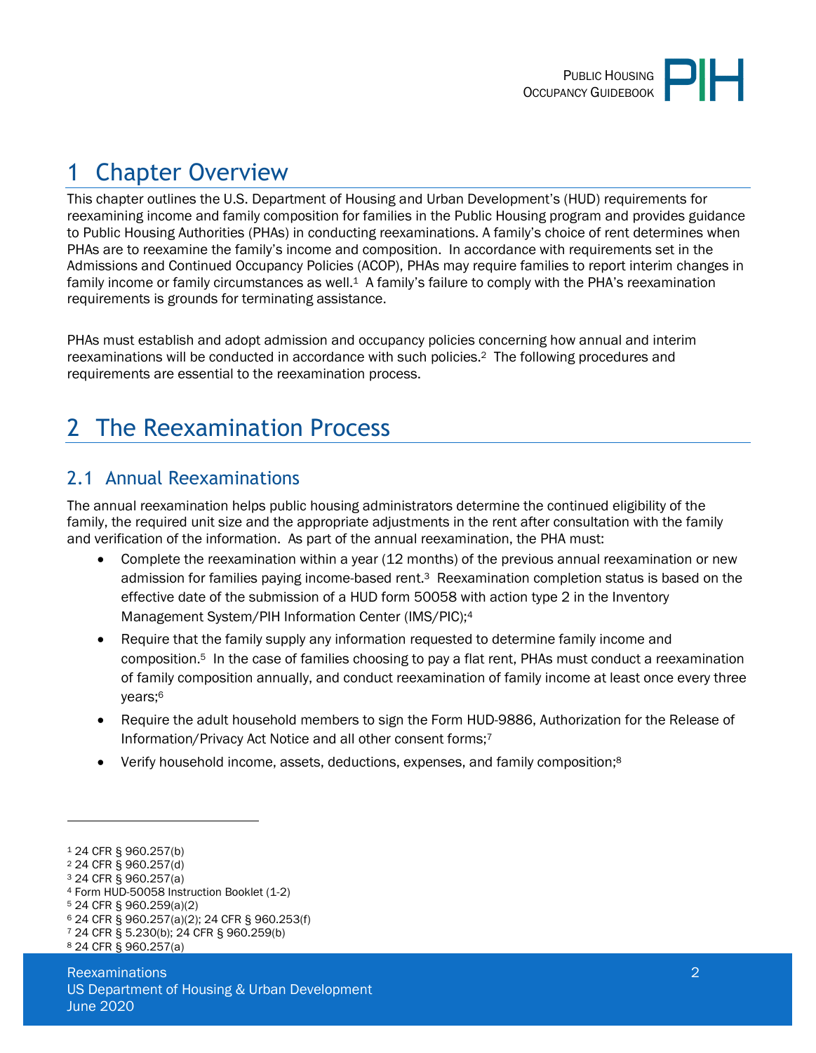# 1 Chapter Overview

This chapter outlines the U.S. Department of Housing and Urban Development's (HUD) requirements for reexamining income and family composition for families in the Public Housing program and provides guidance to Public Housing Authorities (PHAs) in conducting reexaminations. A family's choice of rent determines when PHAs are to reexamine the family's income and composition. In accordance with requirements set in the Admissions and Continued Occupancy Policies (ACOP), PHAs may require families to report interim changes in family income or family circumstances as well.[1] A family's failure to comply with the PHA's reexamination requirements is grounds for terminating assistance.

PHAs must establish and adopt admission and occupancy policies concerning how annual and interim reexaminations will be conducted in accordance with such policies.[2] The following procedures and requirements are essential to the reexamination process.

# 2 The Reexamination Process

## 2.1 Annual Reexaminations

The annual reexamination helps public housing administrators determine the continued eligibility of the family, the required unit size and the appropriate adjustments in the rent after consultation with the family and verification of the information. As part of the annual reexamination, the PHA must:

- Complete the reexamination within a year (12 months) of the previous annual reexamination or new admission for families paying income-based rent.[3] Reexamination completion status is based on the effective date of the submission of a HUD form 50058 with action type 2 in the Inventory Management System/PIH Information Center (IMS/PIC);[4]
- Require that the family supply any information requested to determine family income and composition.[5] In the case of families choosing to pay a flat rent, PHAs must conduct a reexamination of family composition annually, and conduct reexamination of family income at least once every three years;[6]
- Require the adult household members to sign the Form HUD-9886, Authorization for the Release of Information/Privacy Act Notice and all other consent forms;[7]
- Verify household income, assets, deductions, expenses, and family composition;[8]

---

[1] 24 CFR § 960.257(b)
[2] 24 CFR § 960.257(d)
[3] 24 CFR § 960.257(a)
[4] Form HUD-50058 Instruction Booklet (1-2)
[5] 24 CFR § 960.259(a)(2)
[6] 24 CFR § 960.257(a)(2); 24 CFR § 960.253(f)
[7] 24 CFR § 5.230(b); 24 CFR § 960.259(b)
[8] 24 CFR § 960.257(a)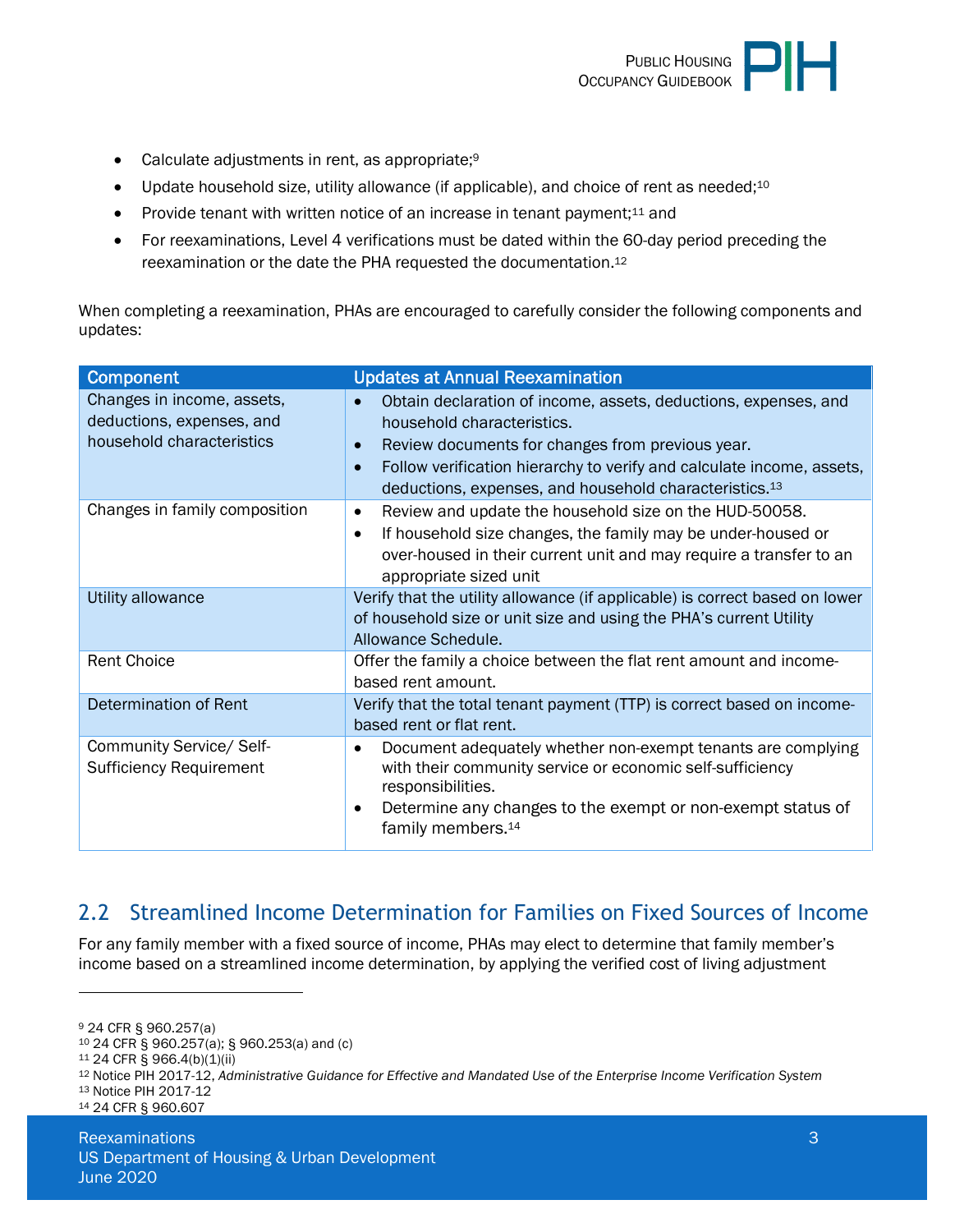- Calculate adjustments in rent, as appropriate;[9]
- Update household size, utility allowance (if applicable), and choice of rent as needed;[10]
- Provide tenant with written notice of an increase in tenant payment;[11] and
- For reexaminations, Level 4 verifications must be dated within the 60-day period preceding the reexamination or the date the PHA requested the documentation.[12]

When completing a reexamination, PHAs are encouraged to carefully consider the following components and updates:

| Component | Updates at Annual Reexamination |
|---|---|
| Changes in income, assets, deductions, expenses, and household characteristics | • Obtain declaration of income, assets, deductions, expenses, and household characteristics.<br>• Review documents for changes from previous year.<br>• Follow verification hierarchy to verify and calculate income, assets, deductions, expenses, and household characteristics.[13] |
| Changes in family composition | • Review and update the household size on the HUD-50058.<br>• If household size changes, the family may be under-housed or over-housed in their current unit and may require a transfer to an appropriate sized unit |
| Utility allowance | Verify that the utility allowance (if applicable) is correct based on lower of household size or unit size and using the PHA's current Utility Allowance Schedule. |
| Rent Choice | Offer the family a choice between the flat rent amount and income-based rent amount. |
| Determination of Rent | Verify that the total tenant payment (TTP) is correct based on income-based rent or flat rent. |
| Community Service/ Self-Sufficiency Requirement | • Document adequately whether non-exempt tenants are complying with their community service or economic self-sufficiency responsibilities.<br>• Determine any changes to the exempt or non-exempt status of family members.[14] |

## 2.2 Streamlined Income Determination for Families on Fixed Sources of Income

For any family member with a fixed source of income, PHAs may elect to determine that family member's income based on a streamlined income determination, by applying the verified cost of living adjustment

---

[9] 24 CFR § 960.257(a)
[10] 24 CFR § 960.257(a); § 960.253(a) and (c)
[11] 24 CFR § 966.4(b)(1)(ii)
[12] Notice PIH 2017-12, *Administrative Guidance for Effective and Mandated Use of the Enterprise Income Verification System*
[13] Notice PIH 2017-12
[14] 24 CFR § 960.607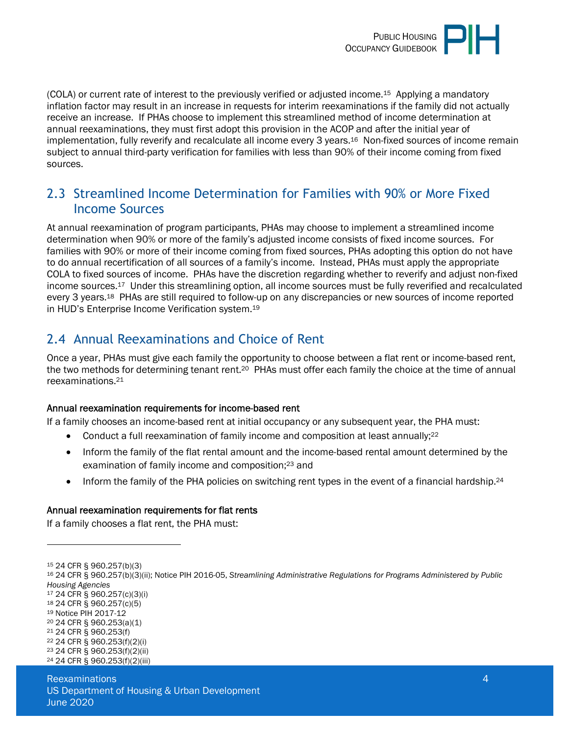(COLA) or current rate of interest to the previously verified or adjusted income.[15] Applying a mandatory inflation factor may result in an increase in requests for interim reexaminations if the family did not actually receive an increase. If PHAs choose to implement this streamlined method of income determination at annual reexaminations, they must first adopt this provision in the ACOP and after the initial year of implementation, fully reverify and recalculate all income every 3 years.[16] Non-fixed sources of income remain subject to annual third-party verification for families with less than 90% of their income coming from fixed sources.

## 2.3 Streamlined Income Determination for Families with 90% or More Fixed Income Sources

At annual reexamination of program participants, PHAs may choose to implement a streamlined income determination when 90% or more of the family's adjusted income consists of fixed income sources. For families with 90% or more of their income coming from fixed sources, PHAs adopting this option do not have to do annual recertification of all sources of a family's income. Instead, PHAs must apply the appropriate COLA to fixed sources of income. PHAs have the discretion regarding whether to reverify and adjust non-fixed income sources.[17] Under this streamlining option, all income sources must be fully reverified and recalculated every 3 years.[18] PHAs are still required to follow-up on any discrepancies or new sources of income reported in HUD's Enterprise Income Verification system.[19]

## 2.4 Annual Reexaminations and Choice of Rent

Once a year, PHAs must give each family the opportunity to choose between a flat rent or income-based rent, the two methods for determining tenant rent.[20] PHAs must offer each family the choice at the time of annual reexaminations.[21]

#### Annual reexamination requirements for income-based rent

If a family chooses an income-based rent at initial occupancy or any subsequent year, the PHA must:

- Conduct a full reexamination of family income and composition at least annually;[22]
- Inform the family of the flat rental amount and the income-based rental amount determined by the examination of family income and composition;[23] and
- Inform the family of the PHA policies on switching rent types in the event of a financial hardship.[24]

#### Annual reexamination requirements for flat rents

If a family chooses a flat rent, the PHA must:

---

[15] 24 CFR § 960.257(b)(3)
[16] 24 CFR § 960.257(b)(3)(ii); Notice PIH 2016-05, *Streamlining Administrative Regulations for Programs Administered by Public Housing Agencies*
[17] 24 CFR § 960.257(c)(3)(i)
[18] 24 CFR § 960.257(c)(5)
[19] Notice PIH 2017-12
[20] 24 CFR § 960.253(a)(1)
[21] 24 CFR § 960.253(f)
[22] 24 CFR § 960.253(f)(2)(i)
[23] 24 CFR § 960.253(f)(2)(ii)
[24] 24 CFR § 960.253(f)(2)(iii)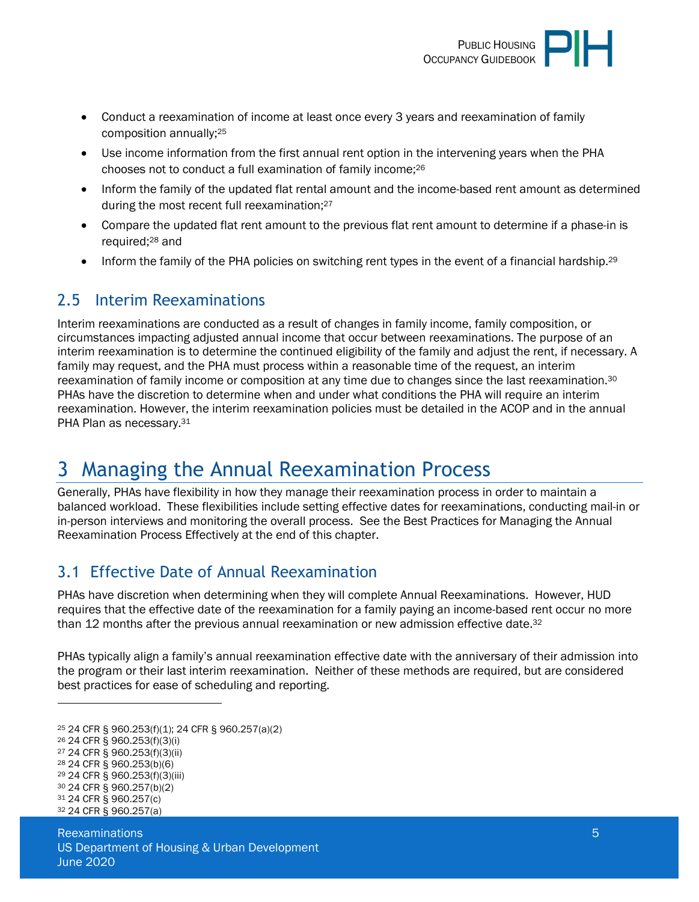- Conduct a reexamination of income at least once every 3 years and reexamination of family composition annually;[25]
- Use income information from the first annual rent option in the intervening years when the PHA chooses not to conduct a full examination of family income;[26]
- Inform the family of the updated flat rental amount and the income-based rent amount as determined during the most recent full reexamination;[27]
- Compare the updated flat rent amount to the previous flat rent amount to determine if a phase-in is required;[28] and
- Inform the family of the PHA policies on switching rent types in the event of a financial hardship.[29]

## 2.5 Interim Reexaminations

Interim reexaminations are conducted as a result of changes in family income, family composition, or circumstances impacting adjusted annual income that occur between reexaminations. The purpose of an interim reexamination is to determine the continued eligibility of the family and adjust the rent, if necessary. A family may request, and the PHA must process within a reasonable time of the request, an interim reexamination of family income or composition at any time due to changes since the last reexamination.[30] PHAs have the discretion to determine when and under what conditions the PHA will require an interim reexamination. However, the interim reexamination policies must be detailed in the ACOP and in the annual PHA Plan as necessary.[31]

# 3 Managing the Annual Reexamination Process

Generally, PHAs have flexibility in how they manage their reexamination process in order to maintain a balanced workload. These flexibilities include setting effective dates for reexaminations, conducting mail-in or in-person interviews and monitoring the overall process. See the Best Practices for Managing the Annual Reexamination Process Effectively at the end of this chapter.

## 3.1 Effective Date of Annual Reexamination

PHAs have discretion when determining when they will complete Annual Reexaminations. However, HUD requires that the effective date of the reexamination for a family paying an income-based rent occur no more than 12 months after the previous annual reexamination or new admission effective date.[32]

PHAs typically align a family's annual reexamination effective date with the anniversary of their admission into the program or their last interim reexamination. Neither of these methods are required, but are considered best practices for ease of scheduling and reporting.

---

[25] 24 CFR § 960.253(f)(1); 24 CFR § 960.257(a)(2)
[26] 24 CFR § 960.253(f)(3)(i)
[27] 24 CFR § 960.253(f)(3)(ii)
[28] 24 CFR § 960.253(b)(6)
[29] 24 CFR § 960.253(f)(3)(iii)
[30] 24 CFR § 960.257(b)(2)
[31] 24 CFR § 960.257(c)
[32] 24 CFR § 960.257(a)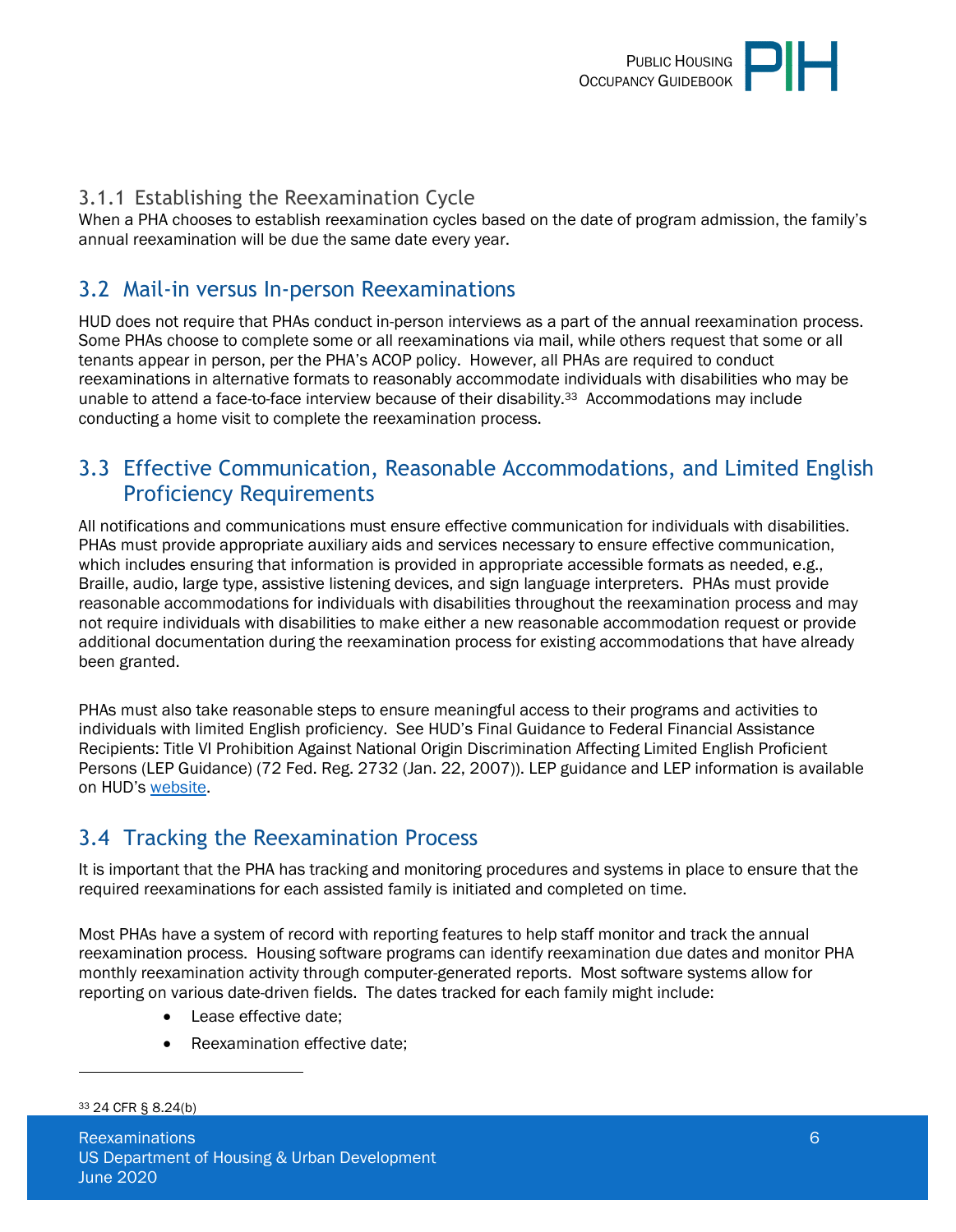### 3.1.1 Establishing the Reexamination Cycle

When a PHA chooses to establish reexamination cycles based on the date of program admission, the family's annual reexamination will be due the same date every year.

## 3.2 Mail-in versus In-person Reexaminations

HUD does not require that PHAs conduct in-person interviews as a part of the annual reexamination process. Some PHAs choose to complete some or all reexaminations via mail, while others request that some or all tenants appear in person, per the PHA's ACOP policy. However, all PHAs are required to conduct reexaminations in alternative formats to reasonably accommodate individuals with disabilities who may be unable to attend a face-to-face interview because of their disability.[33] Accommodations may include conducting a home visit to complete the reexamination process.

## 3.3 Effective Communication, Reasonable Accommodations, and Limited English Proficiency Requirements

All notifications and communications must ensure effective communication for individuals with disabilities. PHAs must provide appropriate auxiliary aids and services necessary to ensure effective communication, which includes ensuring that information is provided in appropriate accessible formats as needed, e.g., Braille, audio, large type, assistive listening devices, and sign language interpreters. PHAs must provide reasonable accommodations for individuals with disabilities throughout the reexamination process and may not require individuals with disabilities to make either a new reasonable accommodation request or provide additional documentation during the reexamination process for existing accommodations that have already been granted.

PHAs must also take reasonable steps to ensure meaningful access to their programs and activities to individuals with limited English proficiency. See HUD's Final Guidance to Federal Financial Assistance Recipients: Title VI Prohibition Against National Origin Discrimination Affecting Limited English Proficient Persons (LEP Guidance) (72 Fed. Reg. 2732 (Jan. 22, 2007)). LEP guidance and LEP information is available on HUD's website.

## 3.4 Tracking the Reexamination Process

It is important that the PHA has tracking and monitoring procedures and systems in place to ensure that the required reexaminations for each assisted family is initiated and completed on time.

Most PHAs have a system of record with reporting features to help staff monitor and track the annual reexamination process. Housing software programs can identify reexamination due dates and monitor PHA monthly reexamination activity through computer-generated reports. Most software systems allow for reporting on various date-driven fields. The dates tracked for each family might include:

- Lease effective date;
- Reexamination effective date;

[33] 24 CFR § 8.24(b)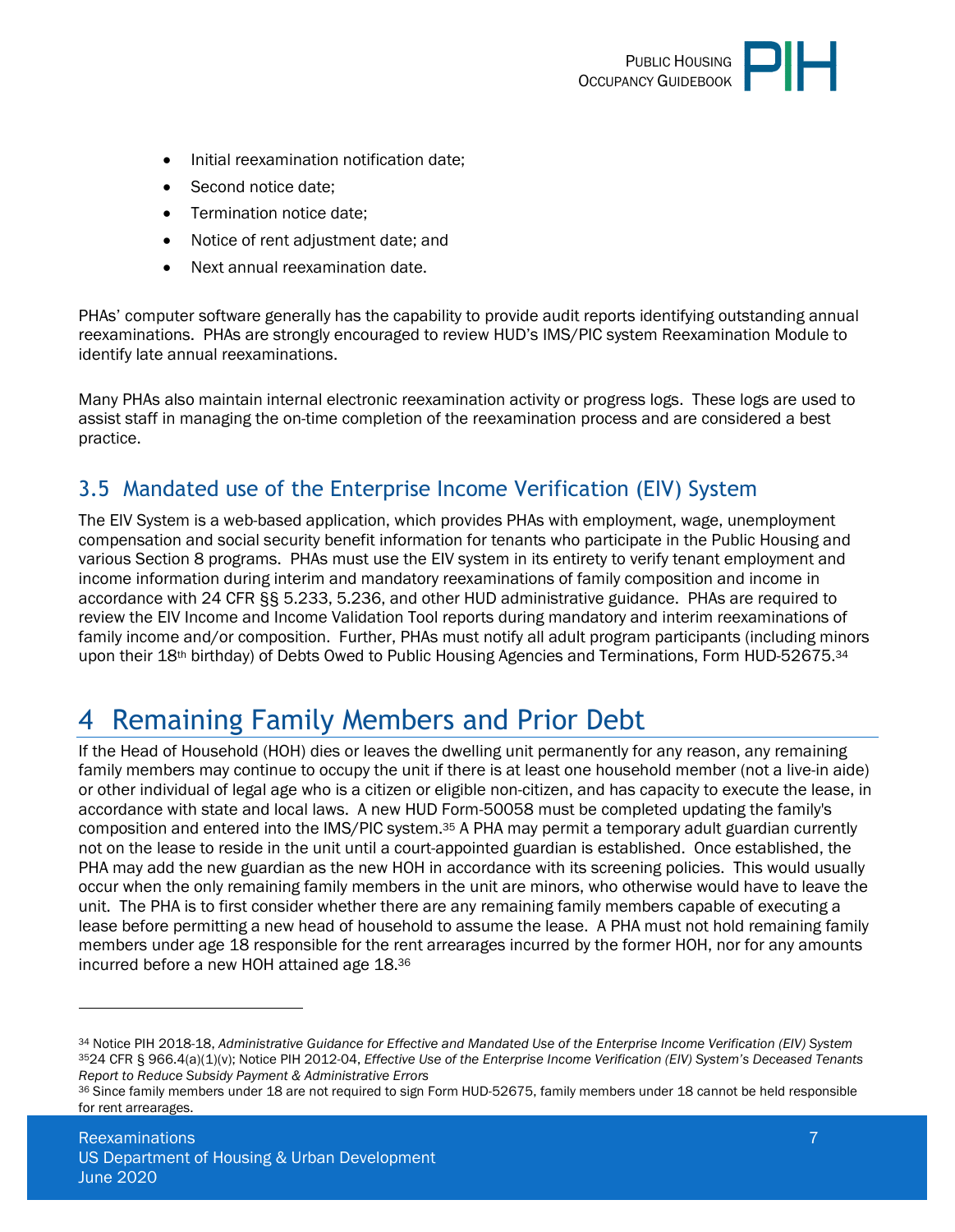- Initial reexamination notification date;
- Second notice date;
- Termination notice date;
- Notice of rent adjustment date; and
- Next annual reexamination date.

PHAs' computer software generally has the capability to provide audit reports identifying outstanding annual reexaminations. PHAs are strongly encouraged to review HUD's IMS/PIC system Reexamination Module to identify late annual reexaminations.

Many PHAs also maintain internal electronic reexamination activity or progress logs. These logs are used to assist staff in managing the on-time completion of the reexamination process and are considered a best practice.

## 3.5 Mandated use of the Enterprise Income Verification (EIV) System

The EIV System is a web-based application, which provides PHAs with employment, wage, unemployment compensation and social security benefit information for tenants who participate in the Public Housing and various Section 8 programs. PHAs must use the EIV system in its entirety to verify tenant employment and income information during interim and mandatory reexaminations of family composition and income in accordance with 24 CFR §§ 5.233, 5.236, and other HUD administrative guidance. PHAs are required to review the EIV Income and Income Validation Tool reports during mandatory and interim reexaminations of family income and/or composition. Further, PHAs must notify all adult program participants (including minors upon their 18th birthday) of Debts Owed to Public Housing Agencies and Terminations, Form HUD-52675.[34]

# 4 Remaining Family Members and Prior Debt

If the Head of Household (HOH) dies or leaves the dwelling unit permanently for any reason, any remaining family members may continue to occupy the unit if there is at least one household member (not a live-in aide) or other individual of legal age who is a citizen or eligible non-citizen, and has capacity to execute the lease, in accordance with state and local laws. A new HUD Form-50058 must be completed updating the family's composition and entered into the IMS/PIC system.[35] A PHA may permit a temporary adult guardian currently not on the lease to reside in the unit until a court-appointed guardian is established. Once established, the PHA may add the new guardian as the new HOH in accordance with its screening policies. This would usually occur when the only remaining family members in the unit are minors, who otherwise would have to leave the unit. The PHA is to first consider whether there are any remaining family members capable of executing a lease before permitting a new head of household to assume the lease. A PHA must not hold remaining family members under age 18 responsible for the rent arrearages incurred by the former HOH, nor for any amounts incurred before a new HOH attained age 18.[36]

---

[34] Notice PIH 2018-18, *Administrative Guidance for Effective and Mandated Use of the Enterprise Income Verification (EIV) System*

[35] 24 CFR § 966.4(a)(1)(v); Notice PIH 2012-04, *Effective Use of the Enterprise Income Verification (EIV) System's Deceased Tenants Report to Reduce Subsidy Payment & Administrative Errors*

[36] Since family members under 18 are not required to sign Form HUD-52675, family members under 18 cannot be held responsible for rent arrearages.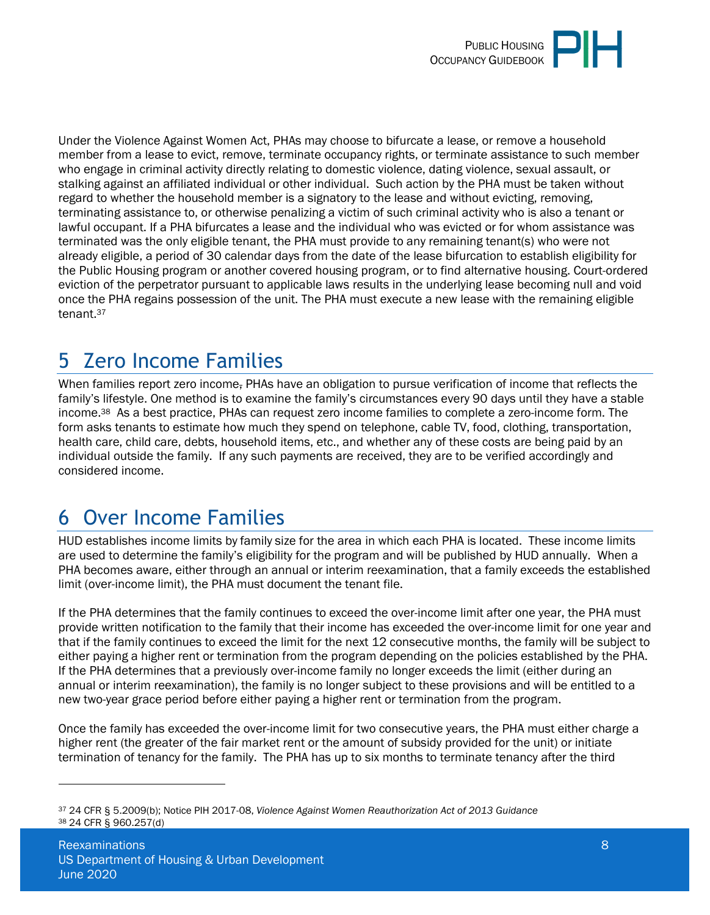Under the Violence Against Women Act, PHAs may choose to bifurcate a lease, or remove a household member from a lease to evict, remove, terminate occupancy rights, or terminate assistance to such member who engage in criminal activity directly relating to domestic violence, dating violence, sexual assault, or stalking against an affiliated individual or other individual. Such action by the PHA must be taken without regard to whether the household member is a signatory to the lease and without evicting, removing, terminating assistance to, or otherwise penalizing a victim of such criminal activity who is also a tenant or lawful occupant. If a PHA bifurcates a lease and the individual who was evicted or for whom assistance was terminated was the only eligible tenant, the PHA must provide to any remaining tenant(s) who were not already eligible, a period of 30 calendar days from the date of the lease bifurcation to establish eligibility for the Public Housing program or another covered housing program, or to find alternative housing. Court-ordered eviction of the perpetrator pursuant to applicable laws results in the underlying lease becoming null and void once the PHA regains possession of the unit. The PHA must execute a new lease with the remaining eligible tenant.[37]

# 5 Zero Income Families

When families report zero income, PHAs have an obligation to pursue verification of income that reflects the family's lifestyle. One method is to examine the family's circumstances every 90 days until they have a stable income.[38] As a best practice, PHAs can request zero income families to complete a zero-income form. The form asks tenants to estimate how much they spend on telephone, cable TV, food, clothing, transportation, health care, child care, debts, household items, etc., and whether any of these costs are being paid by an individual outside the family. If any such payments are received, they are to be verified accordingly and considered income.

# 6 Over Income Families

HUD establishes income limits by family size for the area in which each PHA is located. These income limits are used to determine the family's eligibility for the program and will be published by HUD annually. When a PHA becomes aware, either through an annual or interim reexamination, that a family exceeds the established limit (over-income limit), the PHA must document the tenant file.

If the PHA determines that the family continues to exceed the over-income limit after one year, the PHA must provide written notification to the family that their income has exceeded the over-income limit for one year and that if the family continues to exceed the limit for the next 12 consecutive months, the family will be subject to either paying a higher rent or termination from the program depending on the policies established by the PHA. If the PHA determines that a previously over-income family no longer exceeds the limit (either during an annual or interim reexamination), the family is no longer subject to these provisions and will be entitled to a new two-year grace period before either paying a higher rent or termination from the program.

Once the family has exceeded the over-income limit for two consecutive years, the PHA must either charge a higher rent (the greater of the fair market rent or the amount of subsidy provided for the unit) or initiate termination of tenancy for the family. The PHA has up to six months to terminate tenancy after the third

---

[37] 24 CFR § 5.2009(b); Notice PIH 2017-08, *Violence Against Women Reauthorization Act of 2013 Guidance*

[38] 24 CFR § 960.257(d)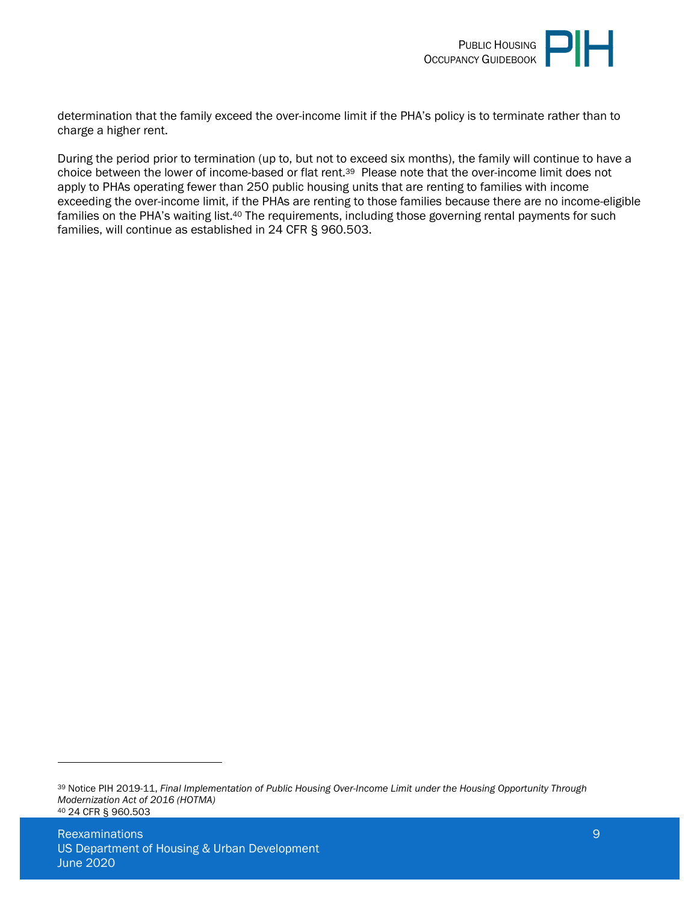determination that the family exceed the over-income limit if the PHA's policy is to terminate rather than to charge a higher rent.

During the period prior to termination (up to, but not to exceed six months), the family will continue to have a choice between the lower of income-based or flat rent.[39] Please note that the over-income limit does not apply to PHAs operating fewer than 250 public housing units that are renting to families with income exceeding the over-income limit, if the PHAs are renting to those families because there are no income-eligible families on the PHA's waiting list.[40] The requirements, including those governing rental payments for such families, will continue as established in 24 CFR § 960.503.

---

[39] Notice PIH 2019-11, *Final Implementation of Public Housing Over-Income Limit under the Housing Opportunity Through Modernization Act of 2016 (HOTMA)*

[40] 24 CFR § 960.503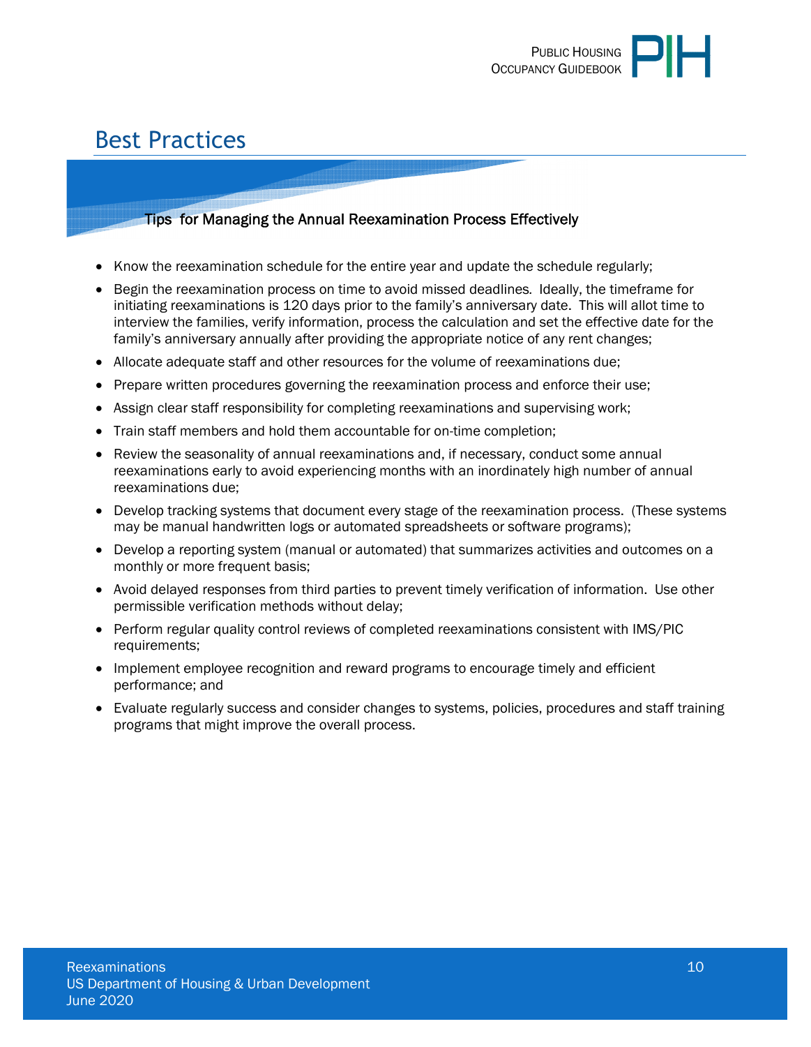# Best Practices

## Tips for Managing the Annual Reexamination Process Effectively

- Know the reexamination schedule for the entire year and update the schedule regularly;
- Begin the reexamination process on time to avoid missed deadlines. Ideally, the timeframe for initiating reexaminations is 120 days prior to the family's anniversary date. This will allot time to interview the families, verify information, process the calculation and set the effective date for the family's anniversary annually after providing the appropriate notice of any rent changes;
- Allocate adequate staff and other resources for the volume of reexaminations due;
- Prepare written procedures governing the reexamination process and enforce their use;
- Assign clear staff responsibility for completing reexaminations and supervising work;
- Train staff members and hold them accountable for on-time completion;
- Review the seasonality of annual reexaminations and, if necessary, conduct some annual reexaminations early to avoid experiencing months with an inordinately high number of annual reexaminations due;
- Develop tracking systems that document every stage of the reexamination process. (These systems may be manual handwritten logs or automated spreadsheets or software programs);
- Develop a reporting system (manual or automated) that summarizes activities and outcomes on a monthly or more frequent basis;
- Avoid delayed responses from third parties to prevent timely verification of information. Use other permissible verification methods without delay;
- Perform regular quality control reviews of completed reexaminations consistent with IMS/PIC requirements;
- Implement employee recognition and reward programs to encourage timely and efficient performance; and
- Evaluate regularly success and consider changes to systems, policies, procedures and staff training programs that might improve the overall process.